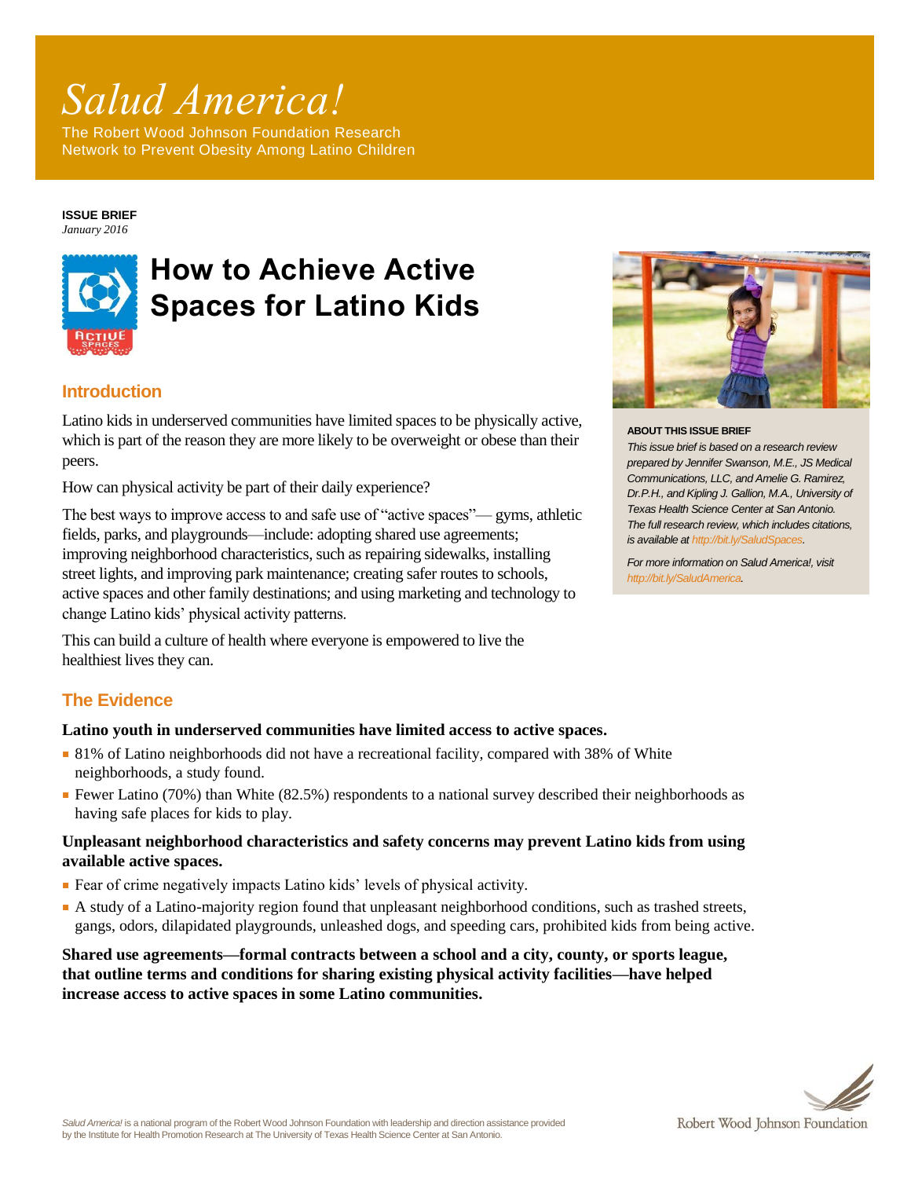# Salud America!

The Robert Wood Johnson Foundation Research Network to Prevent Obesity Among Latino Children

**ISSUE BRIEF**
*January 2016*

# How to Achieve Active Spaces for Latino Kids

## Introduction

Latino kids in underserved communities have limited spaces to be physically active, which is part of the reason they are more likely to be overweight or obese than their peers.

How can physical activity be part of their daily experience?

The best ways to improve access to and safe use of "active spaces"— gyms, athletic fields, parks, and playgrounds—include: adopting shared use agreements; improving neighborhood characteristics, such as repairing sidewalks, installing street lights, and improving park maintenance; creating safer routes to schools, active spaces and other family destinations; and using marketing and technology to change Latino kids' physical activity patterns.

This can build a culture of health where everyone is empowered to live the healthiest lives they can.

**ABOUT THIS ISSUE BRIEF**

*This issue brief is based on a research review prepared by Jennifer Swanson, M.E., JS Medical Communications, LLC, and Amelie G. Ramirez, Dr.P.H., and Kipling J. Gallion, M.A., University of Texas Health Science Center at San Antonio. The full research review, which includes citations, is available at http://bit.ly/SaludSpaces.*

*For more information on Salud America!, visit http://bit.ly/SaludAmerica.*

## The Evidence

**Latino youth in underserved communities have limited access to active spaces.**

- 81% of Latino neighborhoods did not have a recreational facility, compared with 38% of White neighborhoods, a study found.
- Fewer Latino (70%) than White (82.5%) respondents to a national survey described their neighborhoods as having safe places for kids to play.

**Unpleasant neighborhood characteristics and safety concerns may prevent Latino kids from using available active spaces.**

- Fear of crime negatively impacts Latino kids' levels of physical activity.
- A study of a Latino-majority region found that unpleasant neighborhood conditions, such as trashed streets, gangs, odors, dilapidated playgrounds, unleashed dogs, and speeding cars, prohibited kids from being active.

**Shared use agreements—formal contracts between a school and a city, county, or sports league, that outline terms and conditions for sharing existing physical activity facilities—have helped increase access to active spaces in some Latino communities.**

*Salud America!* is a national program of the Robert Wood Johnson Foundation with leadership and direction assistance provided by the Institute for Health Promotion Research at The University of Texas Health Science Center at San Antonio.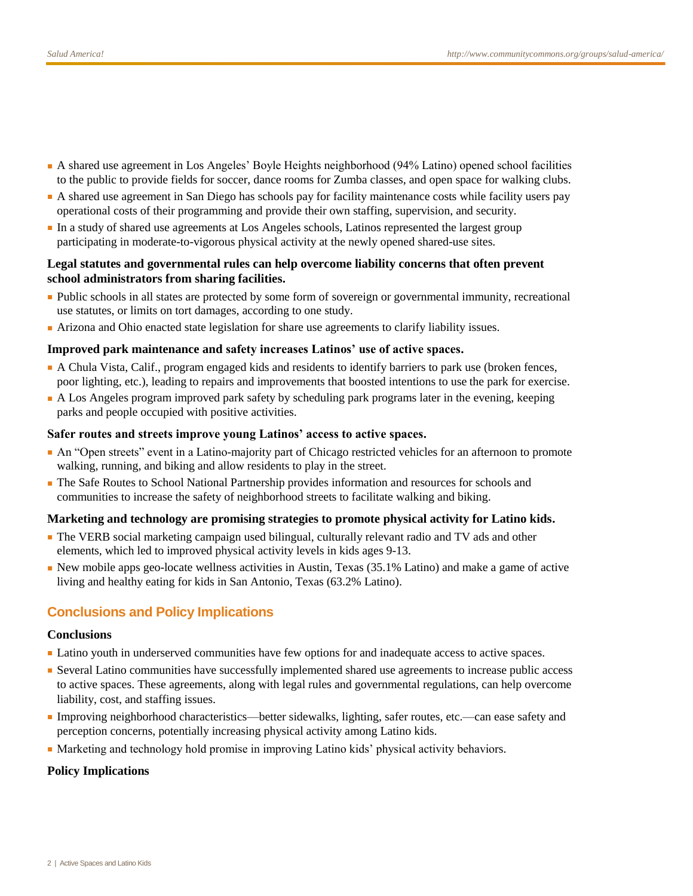- A shared use agreement in Los Angeles' Boyle Heights neighborhood (94% Latino) opened school facilities to the public to provide fields for soccer, dance rooms for Zumba classes, and open space for walking clubs.
- A shared use agreement in San Diego has schools pay for facility maintenance costs while facility users pay operational costs of their programming and provide their own staffing, supervision, and security.
- In a study of shared use agreements at Los Angeles schools, Latinos represented the largest group participating in moderate-to-vigorous physical activity at the newly opened shared-use sites.

**Legal statutes and governmental rules can help overcome liability concerns that often prevent school administrators from sharing facilities.**

- Public schools in all states are protected by some form of sovereign or governmental immunity, recreational use statutes, or limits on tort damages, according to one study.
- Arizona and Ohio enacted state legislation for share use agreements to clarify liability issues.

**Improved park maintenance and safety increases Latinos' use of active spaces.**

- A Chula Vista, Calif., program engaged kids and residents to identify barriers to park use (broken fences, poor lighting, etc.), leading to repairs and improvements that boosted intentions to use the park for exercise.
- A Los Angeles program improved park safety by scheduling park programs later in the evening, keeping parks and people occupied with positive activities.

**Safer routes and streets improve young Latinos' access to active spaces.**

- An "Open streets" event in a Latino-majority part of Chicago restricted vehicles for an afternoon to promote walking, running, and biking and allow residents to play in the street.
- The Safe Routes to School National Partnership provides information and resources for schools and communities to increase the safety of neighborhood streets to facilitate walking and biking.

**Marketing and technology are promising strategies to promote physical activity for Latino kids.**

- The VERB social marketing campaign used bilingual, culturally relevant radio and TV ads and other elements, which led to improved physical activity levels in kids ages 9-13.
- New mobile apps geo-locate wellness activities in Austin, Texas (35.1% Latino) and make a game of active living and healthy eating for kids in San Antonio, Texas (63.2% Latino).

## Conclusions and Policy Implications

### Conclusions

- Latino youth in underserved communities have few options for and inadequate access to active spaces.
- Several Latino communities have successfully implemented shared use agreements to increase public access to active spaces. These agreements, along with legal rules and governmental regulations, can help overcome liability, cost, and staffing issues.
- Improving neighborhood characteristics—better sidewalks, lighting, safer routes, etc.—can ease safety and perception concerns, potentially increasing physical activity among Latino kids.
- Marketing and technology hold promise in improving Latino kids' physical activity behaviors.

### Policy Implications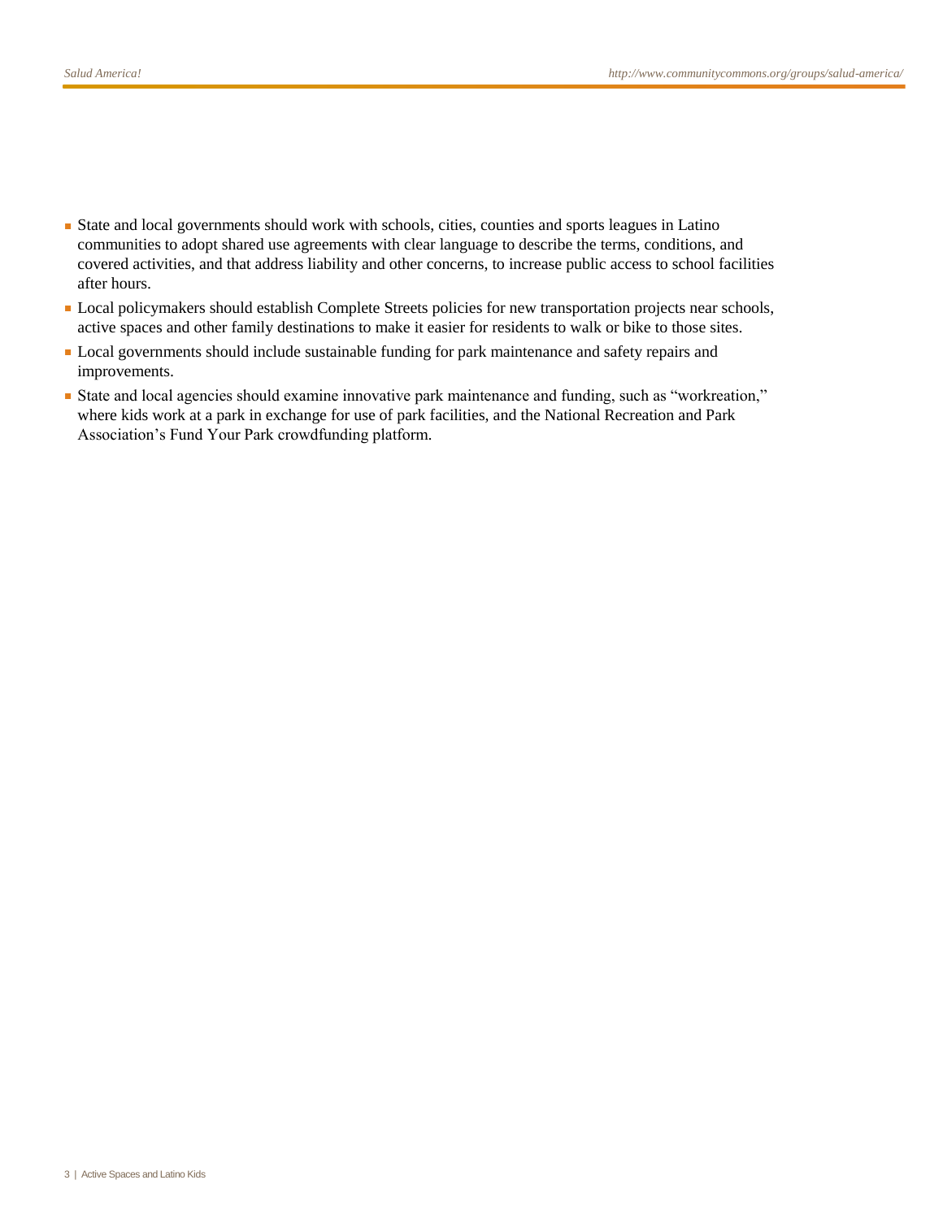- State and local governments should work with schools, cities, counties and sports leagues in Latino communities to adopt shared use agreements with clear language to describe the terms, conditions, and covered activities, and that address liability and other concerns, to increase public access to school facilities after hours.
- Local policymakers should establish Complete Streets policies for new transportation projects near schools, active spaces and other family destinations to make it easier for residents to walk or bike to those sites.
- Local governments should include sustainable funding for park maintenance and safety repairs and improvements.
- State and local agencies should examine innovative park maintenance and funding, such as "workreation," where kids work at a park in exchange for use of park facilities, and the National Recreation and Park Association's Fund Your Park crowdfunding platform.